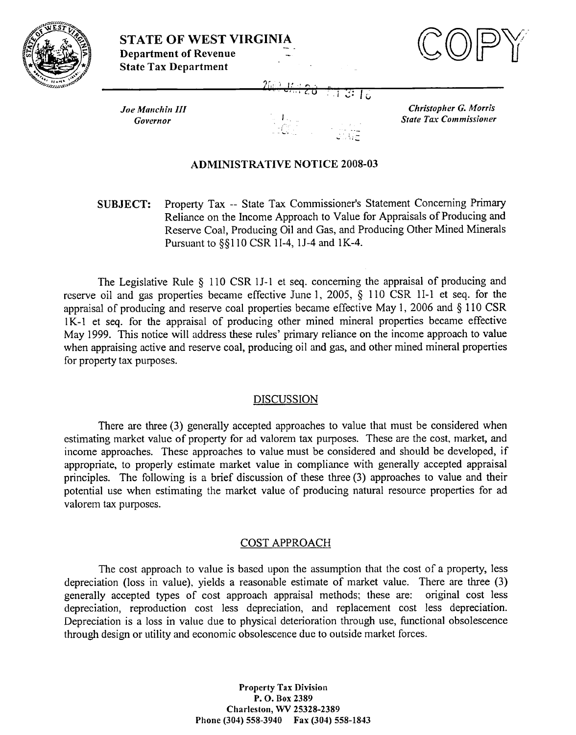**STATE OF WEST VIRGINIA**
**Department of Revenue**
**State Tax Department**

COPY

*Joe Manchin III*
*Governor*

*Christopher G. Morris*
*State Tax Commissioner*

## ADMINISTRATIVE NOTICE 2008-03

**SUBJECT:** Property Tax -- State Tax Commissioner's Statement Concerning Primary Reliance on the Income Approach to Value for Appraisals of Producing and Reserve Coal, Producing Oil and Gas, and Producing Other Mined Minerals Pursuant to §§110 CSR 1I-4, 1J-4 and 1K-4.

The Legislative Rule § 110 CSR 1J-1 et seq. concerning the appraisal of producing and reserve oil and gas properties became effective June 1, 2005, § 110 CSR 1I-1 et seq. for the appraisal of producing and reserve coal properties became effective May 1, 2006 and § 110 CSR 1K-1 et seq. for the appraisal of producing other mined mineral properties became effective May 1999. This notice will address these rules' primary reliance on the income approach to value when appraising active and reserve coal, producing oil and gas, and other mined mineral properties for property tax purposes.

### DISCUSSION

There are three (3) generally accepted approaches to value that must be considered when estimating market value of property for ad valorem tax purposes. These are the cost, market, and income approaches. These approaches to value must be considered and should be developed, if appropriate, to properly estimate market value in compliance with generally accepted appraisal principles. The following is a brief discussion of these three (3) approaches to value and their potential use when estimating the market value of producing natural resource properties for ad valorem tax purposes.

### COST APPROACH

The cost approach to value is based upon the assumption that the cost of a property, less depreciation (loss in value), yields a reasonable estimate of market value. There are three (3) generally accepted types of cost approach appraisal methods; these are: original cost less depreciation, reproduction cost less depreciation, and replacement cost less depreciation. Depreciation is a loss in value due to physical deterioration through use, functional obsolescence through design or utility and economic obsolescence due to outside market forces.

**Property Tax Division**
**P. O. Box 2389**
**Charleston, WV 25328-2389**
**Phone (304) 558-3940 Fax (304) 558-1843**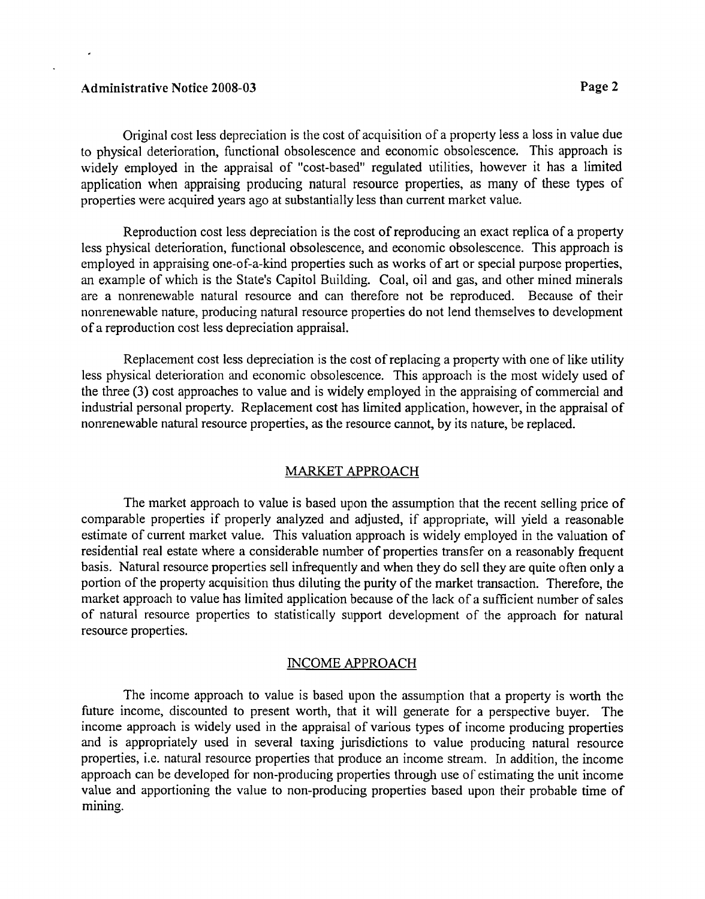Original cost less depreciation is the cost of acquisition of a property less a loss in value due to physical deterioration, functional obsolescence and economic obsolescence. This approach is widely employed in the appraisal of "cost-based" regulated utilities, however it has a limited application when appraising producing natural resource properties, as many of these types of properties were acquired years ago at substantially less than current market value.

Reproduction cost less depreciation is the cost of reproducing an exact replica of a property less physical deterioration, functional obsolescence, and economic obsolescence. This approach is employed in appraising one-of-a-kind properties such as works of art or special purpose properties, an example of which is the State's Capitol Building. Coal, oil and gas, and other mined minerals are a nonrenewable natural resource and can therefore not be reproduced. Because of their nonrenewable nature, producing natural resource properties do not lend themselves to development of a reproduction cost less depreciation appraisal.

Replacement cost less depreciation is the cost of replacing a property with one of like utility less physical deterioration and economic obsolescence. This approach is the most widely used of the three (3) cost approaches to value and is widely employed in the appraising of commercial and industrial personal property. Replacement cost has limited application, however, in the appraisal of nonrenewable natural resource properties, as the resource cannot, by its nature, be replaced.

## MARKET APPROACH

The market approach to value is based upon the assumption that the recent selling price of comparable properties if properly analyzed and adjusted, if appropriate, will yield a reasonable estimate of current market value. This valuation approach is widely employed in the valuation of residential real estate where a considerable number of properties transfer on a reasonably frequent basis. Natural resource properties sell infrequently and when they do sell they are quite often only a portion of the property acquisition thus diluting the purity of the market transaction. Therefore, the market approach to value has limited application because of the lack of a sufficient number of sales of natural resource properties to statistically support development of the approach for natural resource properties.

## INCOME APPROACH

The income approach to value is based upon the assumption that a property is worth the future income, discounted to present worth, that it will generate for a perspective buyer. The income approach is widely used in the appraisal of various types of income producing properties and is appropriately used in several taxing jurisdictions to value producing natural resource properties, i.e. natural resource properties that produce an income stream. In addition, the income approach can be developed for non-producing properties through use of estimating the unit income value and apportioning the value to non-producing properties based upon their probable time of mining.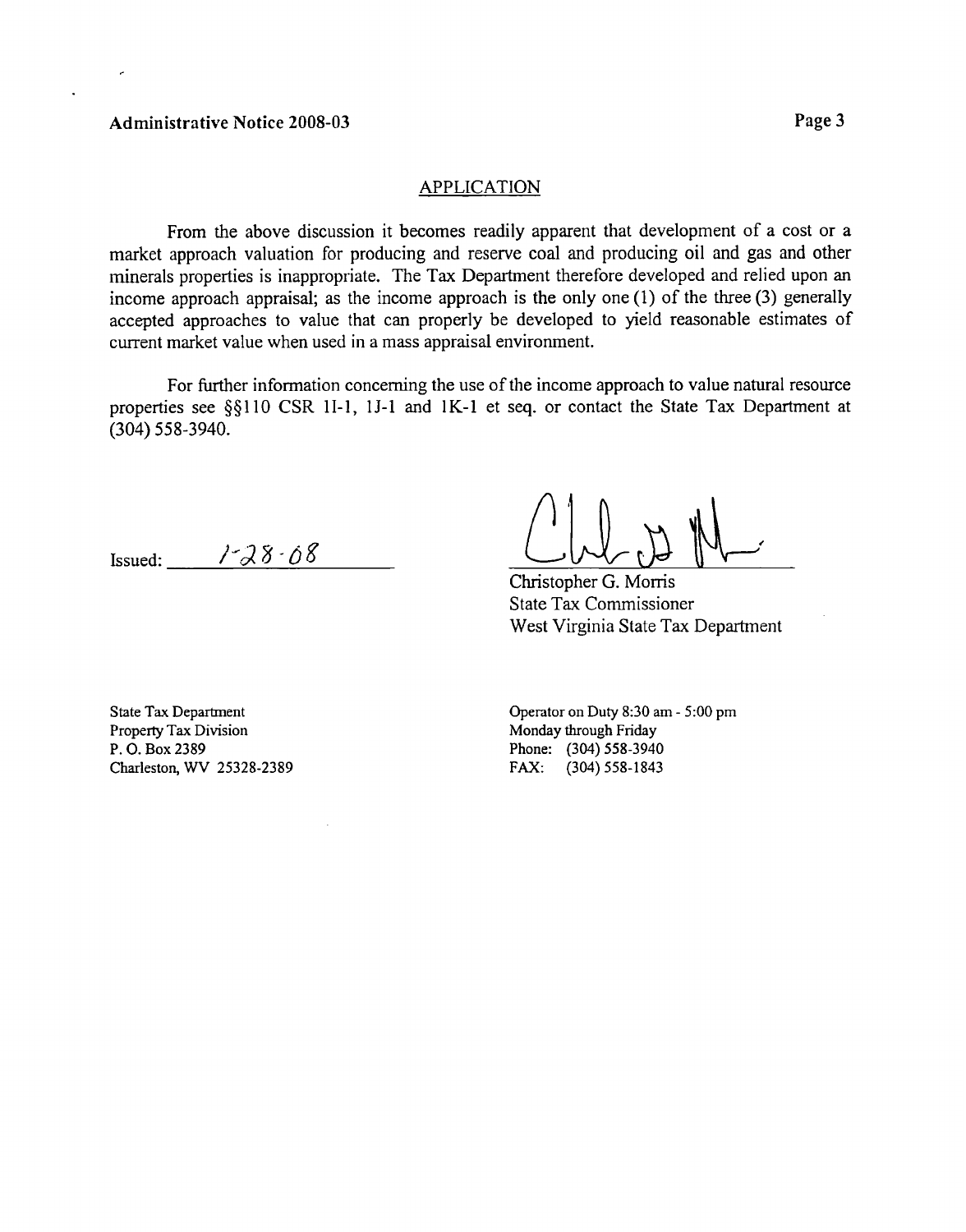## APPLICATION

From the above discussion it becomes readily apparent that development of a cost or a market approach valuation for producing and reserve coal and producing oil and gas and other minerals properties is inappropriate. The Tax Department therefore developed and relied upon an income approach appraisal; as the income approach is the only one (1) of the three (3) generally accepted approaches to value that can properly be developed to yield reasonable estimates of current market value when used in a mass appraisal environment.

For further information concerning the use of the income approach to value natural resource properties see §§110 CSR 1I-1, 1J-1 and 1K-1 et seq. or contact the State Tax Department at (304) 558-3940.

Issued: 1-28-08

Christopher G. Morris
State Tax Commissioner
West Virginia State Tax Department

State Tax Department
Property Tax Division
P. O. Box 2389
Charleston, WV 25328-2389

Operator on Duty 8:30 am - 5:00 pm
Monday through Friday
Phone: (304) 558-3940
FAX: (304) 558-1843